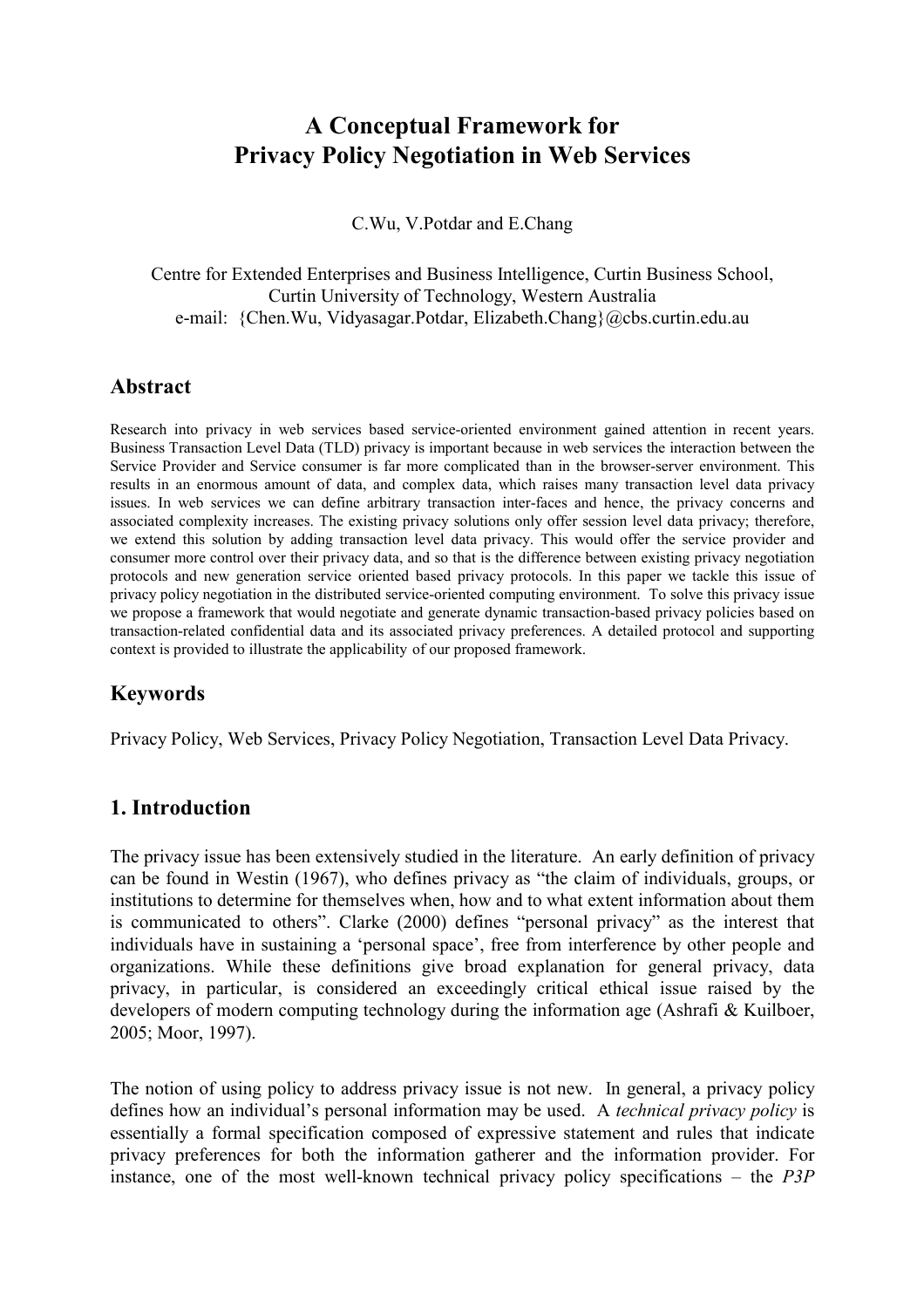# A Conceptual Framework for Privacy Policy Negotiation in Web Services

C.Wu, V.Potdar and E.Chang

Centre for Extended Enterprises and Business Intelligence, Curtin Business School, Curtin University of Technology, Western Australia
e-mail: {Chen.Wu, Vidyasagar.Potdar, Elizabeth.Chang}@cbs.curtin.edu.au

## Abstract

Research into privacy in web services based service-oriented environment gained attention in recent years. Business Transaction Level Data (TLD) privacy is important because in web services the interaction between the Service Provider and Service consumer is far more complicated than in the browser-server environment. This results in an enormous amount of data, and complex data, which raises many transaction level data privacy issues. In web services we can define arbitrary transaction inter-faces and hence, the privacy concerns and associated complexity increases. The existing privacy solutions only offer session level data privacy; therefore, we extend this solution by adding transaction level data privacy. This would offer the service provider and consumer more control over their privacy data, and so that is the difference between existing privacy negotiation protocols and new generation service oriented based privacy protocols. In this paper we tackle this issue of privacy policy negotiation in the distributed service-oriented computing environment. To solve this privacy issue we propose a framework that would negotiate and generate dynamic transaction-based privacy policies based on transaction-related confidential data and its associated privacy preferences. A detailed protocol and supporting context is provided to illustrate the applicability of our proposed framework.

## Keywords

Privacy Policy, Web Services, Privacy Policy Negotiation, Transaction Level Data Privacy.

## 1. Introduction

The privacy issue has been extensively studied in the literature. An early definition of privacy can be found in Westin (1967), who defines privacy as "the claim of individuals, groups, or institutions to determine for themselves when, how and to what extent information about them is communicated to others". Clarke (2000) defines "personal privacy" as the interest that individuals have in sustaining a 'personal space', free from interference by other people and organizations. While these definitions give broad explanation for general privacy, data privacy, in particular, is considered an exceedingly critical ethical issue raised by the developers of modern computing technology during the information age (Ashrafi & Kuilboer, 2005; Moor, 1997).

The notion of using policy to address privacy issue is not new. In general, a privacy policy defines how an individual's personal information may be used. A *technical privacy policy* is essentially a formal specification composed of expressive statement and rules that indicate privacy preferences for both the information gatherer and the information provider. For instance, one of the most well-known technical privacy policy specifications – the *P3P*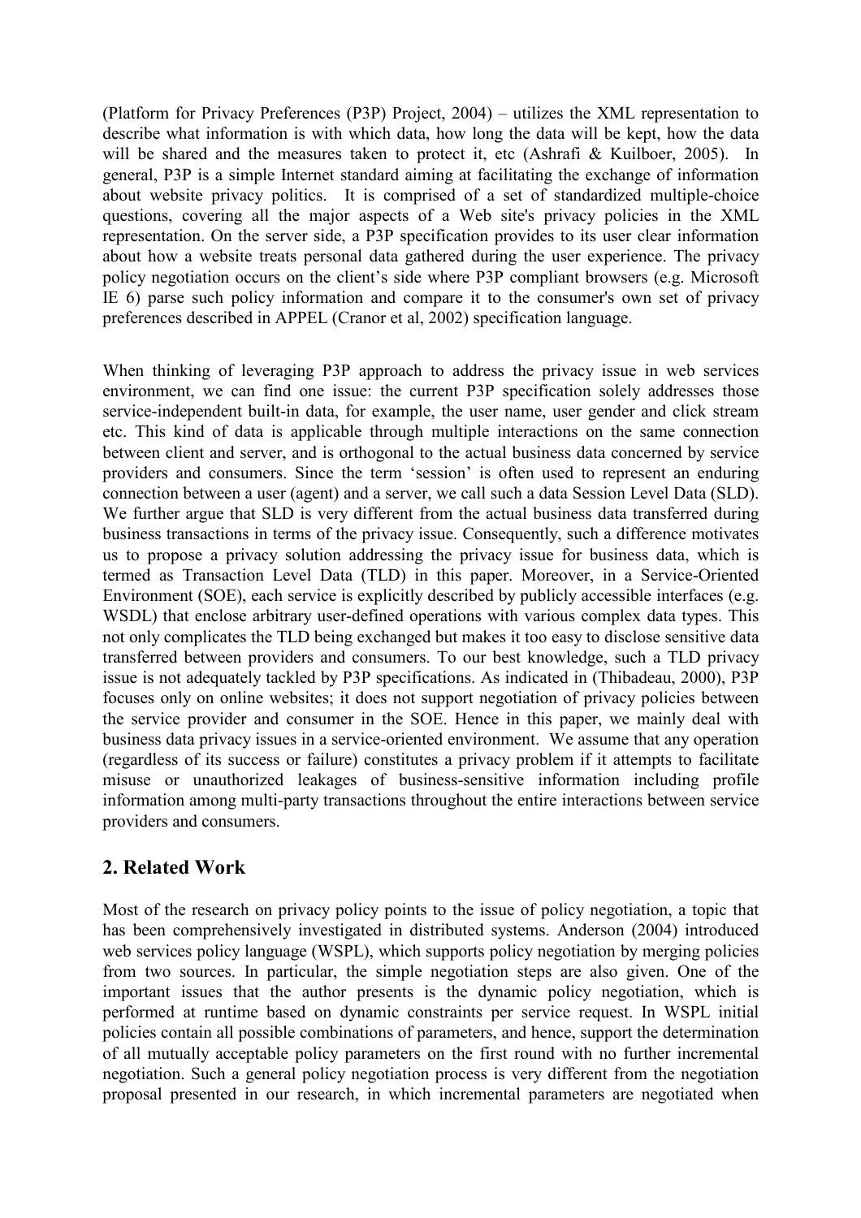(Platform for Privacy Preferences (P3P) Project, 2004) – utilizes the XML representation to describe what information is with which data, how long the data will be kept, how the data will be shared and the measures taken to protect it, etc (Ashrafi & Kuilboer, 2005). In general, P3P is a simple Internet standard aiming at facilitating the exchange of information about website privacy politics. It is comprised of a set of standardized multiple-choice questions, covering all the major aspects of a Web site's privacy policies in the XML representation. On the server side, a P3P specification provides to its user clear information about how a website treats personal data gathered during the user experience. The privacy policy negotiation occurs on the client's side where P3P compliant browsers (e.g. Microsoft IE 6) parse such policy information and compare it to the consumer's own set of privacy preferences described in APPEL (Cranor et al, 2002) specification language.

When thinking of leveraging P3P approach to address the privacy issue in web services environment, we can find one issue: the current P3P specification solely addresses those service-independent built-in data, for example, the user name, user gender and click stream etc. This kind of data is applicable through multiple interactions on the same connection between client and server, and is orthogonal to the actual business data concerned by service providers and consumers. Since the term 'session' is often used to represent an enduring connection between a user (agent) and a server, we call such a data Session Level Data (SLD). We further argue that SLD is very different from the actual business data transferred during business transactions in terms of the privacy issue. Consequently, such a difference motivates us to propose a privacy solution addressing the privacy issue for business data, which is termed as Transaction Level Data (TLD) in this paper. Moreover, in a Service-Oriented Environment (SOE), each service is explicitly described by publicly accessible interfaces (e.g. WSDL) that enclose arbitrary user-defined operations with various complex data types. This not only complicates the TLD being exchanged but makes it too easy to disclose sensitive data transferred between providers and consumers. To our best knowledge, such a TLD privacy issue is not adequately tackled by P3P specifications. As indicated in (Thibadeau, 2000), P3P focuses only on online websites; it does not support negotiation of privacy policies between the service provider and consumer in the SOE. Hence in this paper, we mainly deal with business data privacy issues in a service-oriented environment. We assume that any operation (regardless of its success or failure) constitutes a privacy problem if it attempts to facilitate misuse or unauthorized leakages of business-sensitive information including profile information among multi-party transactions throughout the entire interactions between service providers and consumers.

## 2. Related Work

Most of the research on privacy policy points to the issue of policy negotiation, a topic that has been comprehensively investigated in distributed systems. Anderson (2004) introduced web services policy language (WSPL), which supports policy negotiation by merging policies from two sources. In particular, the simple negotiation steps are also given. One of the important issues that the author presents is the dynamic policy negotiation, which is performed at runtime based on dynamic constraints per service request. In WSPL initial policies contain all possible combinations of parameters, and hence, support the determination of all mutually acceptable policy parameters on the first round with no further incremental negotiation. Such a general policy negotiation process is very different from the negotiation proposal presented in our research, in which incremental parameters are negotiated when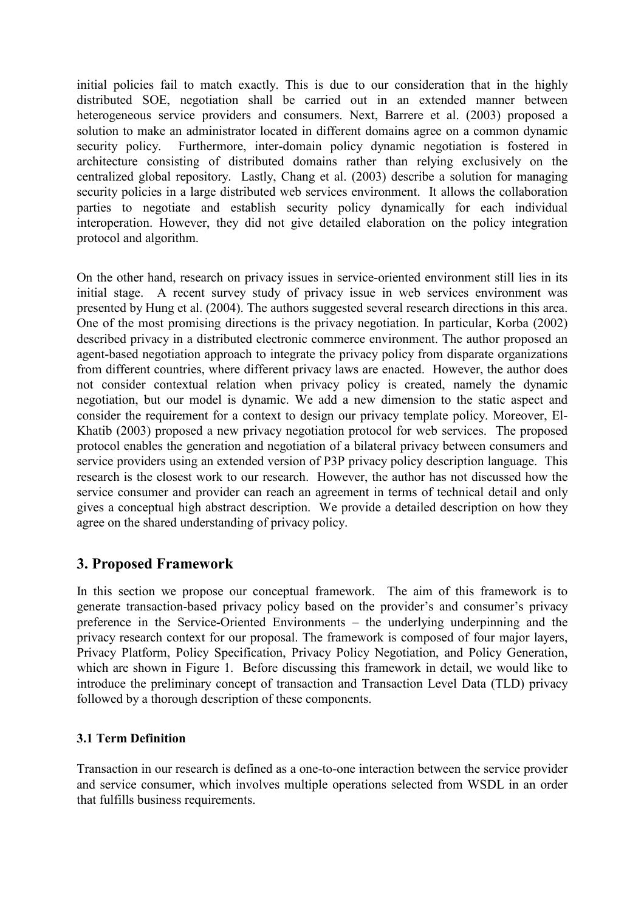initial policies fail to match exactly. This is due to our consideration that in the highly distributed SOE, negotiation shall be carried out in an extended manner between heterogeneous service providers and consumers. Next, Barrere et al. (2003) proposed a solution to make an administrator located in different domains agree on a common dynamic security policy. Furthermore, inter-domain policy dynamic negotiation is fostered in architecture consisting of distributed domains rather than relying exclusively on the centralized global repository. Lastly, Chang et al. (2003) describe a solution for managing security policies in a large distributed web services environment. It allows the collaboration parties to negotiate and establish security policy dynamically for each individual interoperation. However, they did not give detailed elaboration on the policy integration protocol and algorithm.

On the other hand, research on privacy issues in service-oriented environment still lies in its initial stage. A recent survey study of privacy issue in web services environment was presented by Hung et al. (2004). The authors suggested several research directions in this area. One of the most promising directions is the privacy negotiation. In particular, Korba (2002) described privacy in a distributed electronic commerce environment. The author proposed an agent-based negotiation approach to integrate the privacy policy from disparate organizations from different countries, where different privacy laws are enacted. However, the author does not consider contextual relation when privacy policy is created, namely the dynamic negotiation, but our model is dynamic. We add a new dimension to the static aspect and consider the requirement for a context to design our privacy template policy. Moreover, El-Khatib (2003) proposed a new privacy negotiation protocol for web services. The proposed protocol enables the generation and negotiation of a bilateral privacy between consumers and service providers using an extended version of P3P privacy policy description language. This research is the closest work to our research. However, the author has not discussed how the service consumer and provider can reach an agreement in terms of technical detail and only gives a conceptual high abstract description. We provide a detailed description on how they agree on the shared understanding of privacy policy.

## 3. Proposed Framework

In this section we propose our conceptual framework. The aim of this framework is to generate transaction-based privacy policy based on the provider's and consumer's privacy preference in the Service-Oriented Environments – the underlying underpinning and the privacy research context for our proposal. The framework is composed of four major layers, Privacy Platform, Policy Specification, Privacy Policy Negotiation, and Policy Generation, which are shown in Figure 1. Before discussing this framework in detail, we would like to introduce the preliminary concept of transaction and Transaction Level Data (TLD) privacy followed by a thorough description of these components.

### 3.1 Term Definition

Transaction in our research is defined as a one-to-one interaction between the service provider and service consumer, which involves multiple operations selected from WSDL in an order that fulfills business requirements.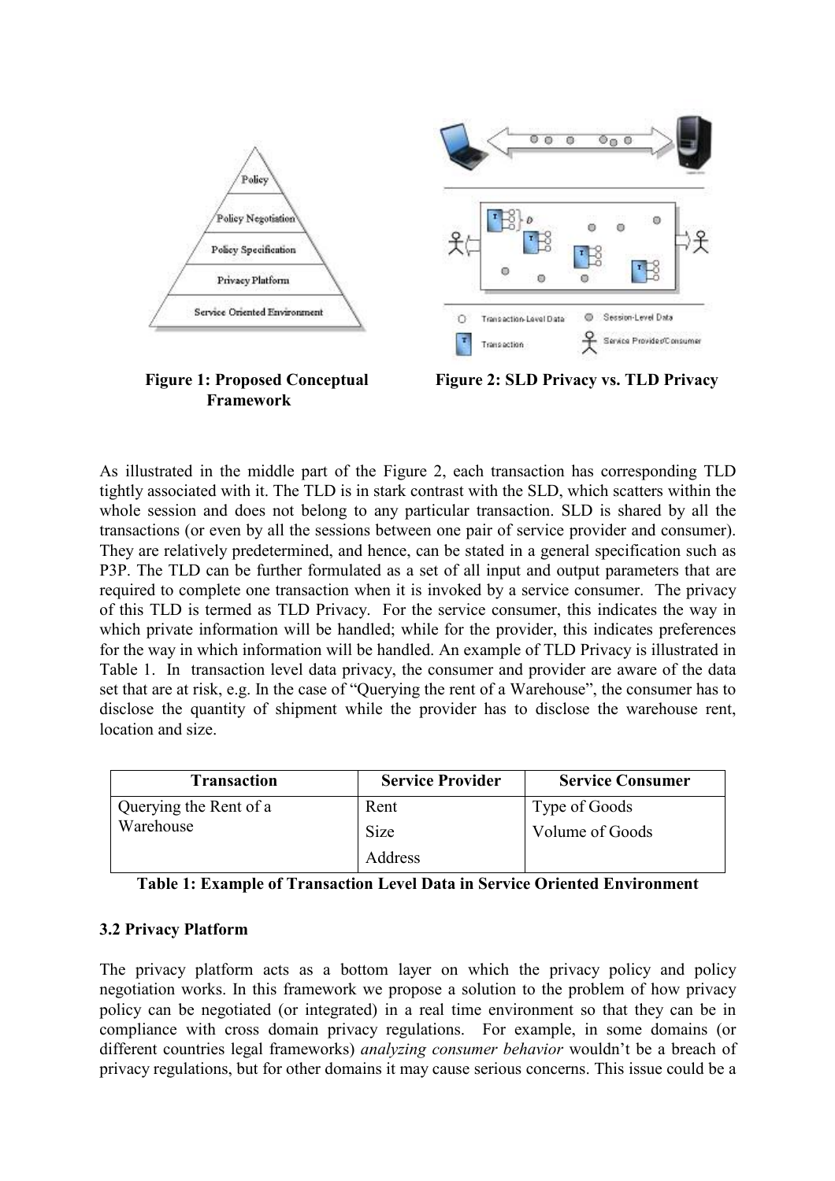Figure 1: Proposed Conceptual Framework

Figure 2: SLD Privacy vs. TLD Privacy

As illustrated in the middle part of the Figure 2, each transaction has corresponding TLD tightly associated with it. The TLD is in stark contrast with the SLD, which scatters within the whole session and does not belong to any particular transaction. SLD is shared by all the transactions (or even by all the sessions between one pair of service provider and consumer). They are relatively predetermined, and hence, can be stated in a general specification such as P3P. The TLD can be further formulated as a set of all input and output parameters that are required to complete one transaction when it is invoked by a service consumer. The privacy of this TLD is termed as TLD Privacy. For the service consumer, this indicates the way in which private information will be handled; while for the provider, this indicates preferences for the way in which information will be handled. An example of TLD Privacy is illustrated in Table 1. In transaction level data privacy, the consumer and provider are aware of the data set that are at risk, e.g. In the case of "Querying the rent of a Warehouse", the consumer has to disclose the quantity of shipment while the provider has to disclose the warehouse rent, location and size.

| Transaction | Service Provider | Service Consumer |
|---|---|---|
| Querying the Rent of a Warehouse | Rent<br>Size<br>Address | Type of Goods<br>Volume of Goods |

**Table 1: Example of Transaction Level Data in Service Oriented Environment**

### 3.2 Privacy Platform

The privacy platform acts as a bottom layer on which the privacy policy and policy negotiation works. In this framework we propose a solution to the problem of how privacy policy can be negotiated (or integrated) in a real time environment so that they can be in compliance with cross domain privacy regulations. For example, in some domains (or different countries legal frameworks) *analyzing consumer behavior* wouldn't be a breach of privacy regulations, but for other domains it may cause serious concerns. This issue could be a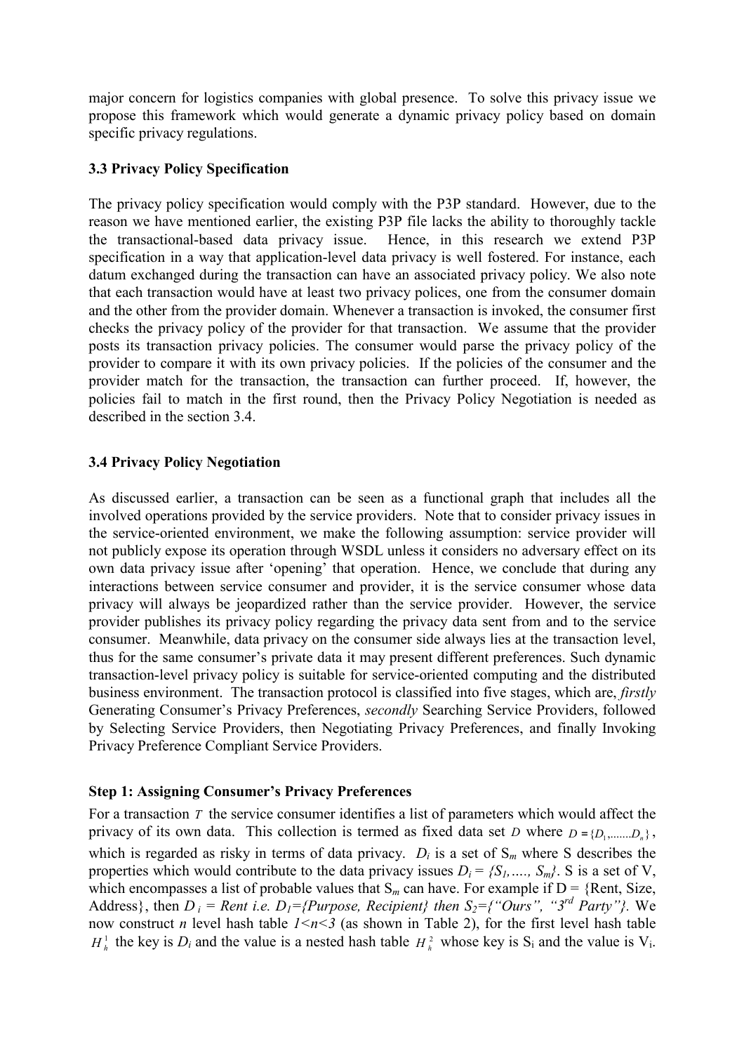major concern for logistics companies with global presence. To solve this privacy issue we propose this framework which would generate a dynamic privacy policy based on domain specific privacy regulations.

### 3.3 Privacy Policy Specification

The privacy policy specification would comply with the P3P standard. However, due to the reason we have mentioned earlier, the existing P3P file lacks the ability to thoroughly tackle the transactional-based data privacy issue. Hence, in this research we extend P3P specification in a way that application-level data privacy is well fostered. For instance, each datum exchanged during the transaction can have an associated privacy policy. We also note that each transaction would have at least two privacy polices, one from the consumer domain and the other from the provider domain. Whenever a transaction is invoked, the consumer first checks the privacy policy of the provider for that transaction. We assume that the provider posts its transaction privacy policies. The consumer would parse the privacy policy of the provider to compare it with its own privacy policies. If the policies of the consumer and the provider match for the transaction, the transaction can further proceed. If, however, the policies fail to match in the first round, then the Privacy Policy Negotiation is needed as described in the section 3.4.

### 3.4 Privacy Policy Negotiation

As discussed earlier, a transaction can be seen as a functional graph that includes all the involved operations provided by the service providers. Note that to consider privacy issues in the service-oriented environment, we make the following assumption: service provider will not publicly expose its operation through WSDL unless it considers no adversary effect on its own data privacy issue after 'opening' that operation. Hence, we conclude that during any interactions between service consumer and provider, it is the service consumer whose data privacy will always be jeopardized rather than the service provider. However, the service provider publishes its privacy policy regarding the privacy data sent from and to the service consumer. Meanwhile, data privacy on the consumer side always lies at the transaction level, thus for the same consumer's private data it may present different preferences. Such dynamic transaction-level privacy policy is suitable for service-oriented computing and the distributed business environment. The transaction protocol is classified into five stages, which are, *firstly* Generating Consumer's Privacy Preferences, *secondly* Searching Service Providers, followed by Selecting Service Providers, then Negotiating Privacy Preferences, and finally Invoking Privacy Preference Compliant Service Providers.

**Step 1: Assigning Consumer's Privacy Preferences**

For a transaction $T$ the service consumer identifies a list of parameters which would affect the privacy of its own data. This collection is termed as fixed data set $D$ where $D = \{D_1,.......D_n\}$, which is regarded as risky in terms of data privacy. $D_i$ is a set of $S_m$ where S describes the properties which would contribute to the data privacy issues $D_i = \{S_1, ...., S_m\}$. S is a set of V, which encompasses a list of probable values that $S_m$ can have. For example if D = {Rent, Size, Address}, then $D_i$ = *Rent i.e.* $D_1$*={Purpose, Recipient} then* $S_2$*={"Ours", "3*$^{rd}$ *Party"}*. We now construct *n* level hash table $1<n<3$ (as shown in Table 2), for the first level hash table $H_h^1$ the key is $D_i$ and the value is a nested hash table $H_h^2$ whose key is $S_i$ and the value is $V_i$.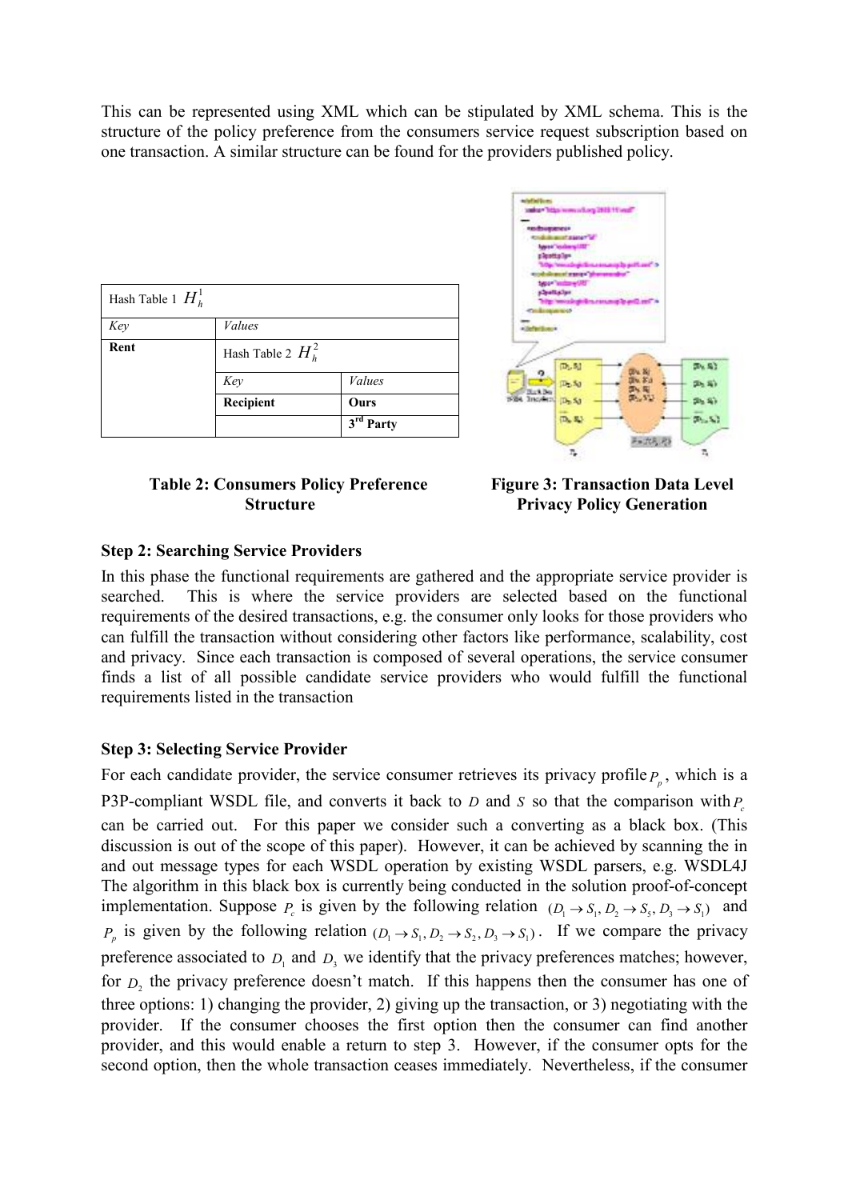This can be represented using XML which can be stipulated by XML schema. This is the structure of the policy preference from the consumers service request subscription based on one transaction. A similar structure can be found for the providers published policy.

| Hash Table 1 $H_h^1$ | | |
|---|---|---|
| *Key* | *Values* | |
| **Rent** | Hash Table 2 $H_h^2$ | |
| | *Key* | *Values* |
| | **Recipient** | **Ours** |
| | | **3rd Party** |

**Table 2: Consumers Policy Preference Structure**

**Figure 3: Transaction Data Level Privacy Policy Generation**

### Step 2: Searching Service Providers

In this phase the functional requirements are gathered and the appropriate service provider is searched. This is where the service providers are selected based on the functional requirements of the desired transactions, e.g. the consumer only looks for those providers who can fulfill the transaction without considering other factors like performance, scalability, cost and privacy. Since each transaction is composed of several operations, the service consumer finds a list of all possible candidate service providers who would fulfill the functional requirements listed in the transaction

### Step 3: Selecting Service Provider

For each candidate provider, the service consumer retrieves its privacy profile $P_p$, which is a P3P-compliant WSDL file, and converts it back to $D$ and $S$ so that the comparison with $P_c$ can be carried out. For this paper we consider such a converting as a black box. (This discussion is out of the scope of this paper). However, it can be achieved by scanning the in and out message types for each WSDL operation by existing WSDL parsers, e.g. WSDL4J The algorithm in this black box is currently being conducted in the solution proof-of-concept implementation. Suppose $P_c$ is given by the following relation $(D_1 \rightarrow S_1, D_2 \rightarrow S_5, D_3 \rightarrow S_1)$ and $P_p$ is given by the following relation $(D_1 \rightarrow S_1, D_2 \rightarrow S_2, D_3 \rightarrow S_1)$. If we compare the privacy preference associated to $D_1$ and $D_3$ we identify that the privacy preferences matches; however, for $D_2$ the privacy preference doesn't match. If this happens then the consumer has one of three options: 1) changing the provider, 2) giving up the transaction, or 3) negotiating with the provider. If the consumer chooses the first option then the consumer can find another provider, and this would enable a return to step 3. However, if the consumer opts for the second option, then the whole transaction ceases immediately. Nevertheless, if the consumer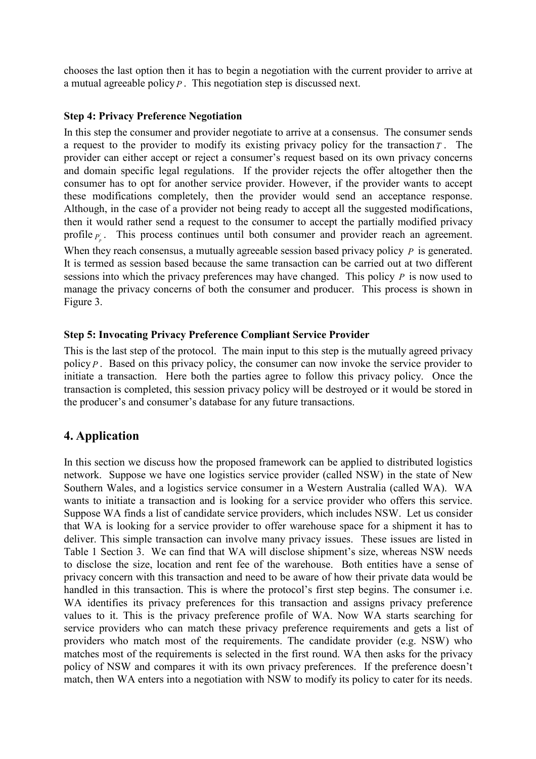chooses the last option then it has to begin a negotiation with the current provider to arrive at a mutual agreeable policy $P$. This negotiation step is discussed next.

**Step 4: Privacy Preference Negotiation**

In this step the consumer and provider negotiate to arrive at a consensus. The consumer sends a request to the provider to modify its existing privacy policy for the transaction $T$. The provider can either accept or reject a consumer's request based on its own privacy concerns and domain specific legal regulations. If the provider rejects the offer altogether then the consumer has to opt for another service provider. However, if the provider wants to accept these modifications completely, then the provider would send an acceptance response. Although, in the case of a provider not being ready to accept all the suggested modifications, then it would rather send a request to the consumer to accept the partially modified privacy profile $P_p^{'}$. This process continues until both consumer and provider reach an agreement. When they reach consensus, a mutually agreeable session based privacy policy $P$ is generated. It is termed as session based because the same transaction can be carried out at two different sessions into which the privacy preferences may have changed. This policy $P$ is now used to manage the privacy concerns of both the consumer and producer. This process is shown in Figure 3.

**Step 5: Invocating Privacy Preference Compliant Service Provider**

This is the last step of the protocol. The main input to this step is the mutually agreed privacy policy $P$. Based on this privacy policy, the consumer can now invoke the service provider to initiate a transaction. Here both the parties agree to follow this privacy policy. Once the transaction is completed, this session privacy policy will be destroyed or it would be stored in the producer's and consumer's database for any future transactions.

## 4. Application

In this section we discuss how the proposed framework can be applied to distributed logistics network. Suppose we have one logistics service provider (called NSW) in the state of New Southern Wales, and a logistics service consumer in a Western Australia (called WA). WA wants to initiate a transaction and is looking for a service provider who offers this service. Suppose WA finds a list of candidate service providers, which includes NSW. Let us consider that WA is looking for a service provider to offer warehouse space for a shipment it has to deliver. This simple transaction can involve many privacy issues. These issues are listed in Table 1 Section 3. We can find that WA will disclose shipment's size, whereas NSW needs to disclose the size, location and rent fee of the warehouse. Both entities have a sense of privacy concern with this transaction and need to be aware of how their private data would be handled in this transaction. This is where the protocol's first step begins. The consumer i.e. WA identifies its privacy preferences for this transaction and assigns privacy preference values to it. This is the privacy preference profile of WA. Now WA starts searching for service providers who can match these privacy preference requirements and gets a list of providers who match most of the requirements. The candidate provider (e.g. NSW) who matches most of the requirements is selected in the first round. WA then asks for the privacy policy of NSW and compares it with its own privacy preferences. If the preference doesn't match, then WA enters into a negotiation with NSW to modify its policy to cater for its needs.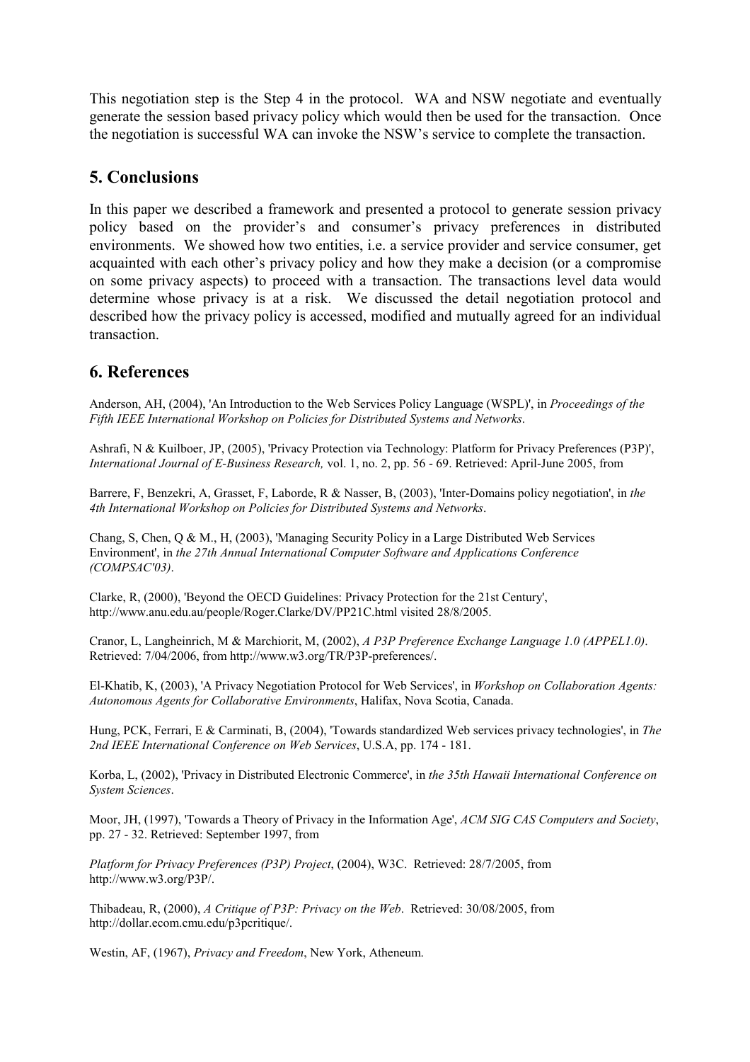This negotiation step is the Step 4 in the protocol. WA and NSW negotiate and eventually generate the session based privacy policy which would then be used for the transaction. Once the negotiation is successful WA can invoke the NSW's service to complete the transaction.

## 5. Conclusions

In this paper we described a framework and presented a protocol to generate session privacy policy based on the provider's and consumer's privacy preferences in distributed environments. We showed how two entities, i.e. a service provider and service consumer, get acquainted with each other's privacy policy and how they make a decision (or a compromise on some privacy aspects) to proceed with a transaction. The transactions level data would determine whose privacy is at a risk. We discussed the detail negotiation protocol and described how the privacy policy is accessed, modified and mutually agreed for an individual transaction.

## 6. References

Anderson, AH, (2004), 'An Introduction to the Web Services Policy Language (WSPL)', in *Proceedings of the Fifth IEEE International Workshop on Policies for Distributed Systems and Networks*.

Ashrafi, N & Kuilboer, JP, (2005), 'Privacy Protection via Technology: Platform for Privacy Preferences (P3P)', *International Journal of E-Business Research,* vol. 1, no. 2, pp. 56 - 69. Retrieved: April-June 2005, from

Barrere, F, Benzekri, A, Grasset, F, Laborde, R & Nasser, B, (2003), 'Inter-Domains policy negotiation', in *the 4th International Workshop on Policies for Distributed Systems and Networks*.

Chang, S, Chen, Q & M., H, (2003), 'Managing Security Policy in a Large Distributed Web Services Environment', in *the 27th Annual International Computer Software and Applications Conference (COMPSAC'03)*.

Clarke, R, (2000), 'Beyond the OECD Guidelines: Privacy Protection for the 21st Century', http://www.anu.edu.au/people/Roger.Clarke/DV/PP21C.html visited 28/8/2005.

Cranor, L, Langheinrich, M & Marchiorit, M, (2002), *A P3P Preference Exchange Language 1.0 (APPEL1.0)*. Retrieved: 7/04/2006, from http://www.w3.org/TR/P3P-preferences/.

El-Khatib, K, (2003), 'A Privacy Negotiation Protocol for Web Services', in *Workshop on Collaboration Agents: Autonomous Agents for Collaborative Environments*, Halifax, Nova Scotia, Canada.

Hung, PCK, Ferrari, E & Carminati, B, (2004), 'Towards standardized Web services privacy technologies', in *The 2nd IEEE International Conference on Web Services*, U.S.A, pp. 174 - 181.

Korba, L, (2002), 'Privacy in Distributed Electronic Commerce', in *the 35th Hawaii International Conference on System Sciences*.

Moor, JH, (1997), 'Towards a Theory of Privacy in the Information Age', *ACM SIG CAS Computers and Society*, pp. 27 - 32. Retrieved: September 1997, from

*Platform for Privacy Preferences (P3P) Project*, (2004), W3C. Retrieved: 28/7/2005, from http://www.w3.org/P3P/.

Thibadeau, R, (2000), *A Critique of P3P: Privacy on the Web*. Retrieved: 30/08/2005, from http://dollar.ecom.cmu.edu/p3pcritique/.

Westin, AF, (1967), *Privacy and Freedom*, New York, Atheneum.